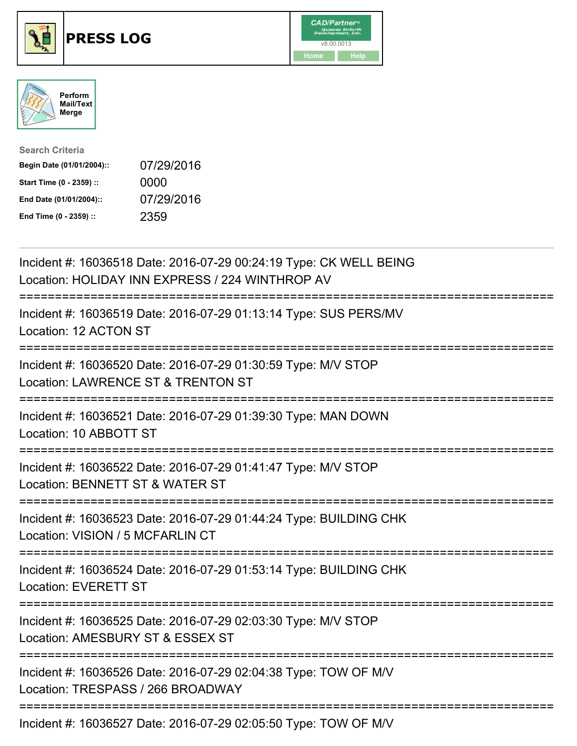# PRESS LOG

CAD/Partner™
v8.00.0013
Home Help

Perform Mail/Text Merge

**Search Criteria**

| | |
|---|---|
| **Begin Date (01/01/2004)::** | 07/29/2016 |
| **Start Time (0 - 2359) ::** | 0000 |
| **End Date (01/01/2004)::** | 07/29/2016 |
| **End Time (0 - 2359) ::** | 2359 |

---

Incident #: 16036518 Date: 2016-07-29 00:24:19 Type: CK WELL BEING
Location: HOLIDAY INN EXPRESS / 224 WINTHROP AV

===========================================================================

Incident #: 16036519 Date: 2016-07-29 01:13:14 Type: SUS PERS/MV
Location: 12 ACTON ST

===========================================================================

Incident #: 16036520 Date: 2016-07-29 01:30:59 Type: M/V STOP
Location: LAWRENCE ST & TRENTON ST

===========================================================================

Incident #: 16036521 Date: 2016-07-29 01:39:30 Type: MAN DOWN
Location: 10 ABBOTT ST

===========================================================================

Incident #: 16036522 Date: 2016-07-29 01:41:47 Type: M/V STOP
Location: BENNETT ST & WATER ST

===========================================================================

Incident #: 16036523 Date: 2016-07-29 01:44:24 Type: BUILDING CHK
Location: VISION / 5 MCFARLIN CT

===========================================================================

Incident #: 16036524 Date: 2016-07-29 01:53:14 Type: BUILDING CHK
Location: EVERETT ST

===========================================================================

Incident #: 16036525 Date: 2016-07-29 02:03:30 Type: M/V STOP
Location: AMESBURY ST & ESSEX ST

===========================================================================

Incident #: 16036526 Date: 2016-07-29 02:04:38 Type: TOW OF M/V
Location: TRESPASS / 266 BROADWAY

===========================================================================

Incident #: 16036527 Date: 2016-07-29 02:05:50 Type: TOW OF M/V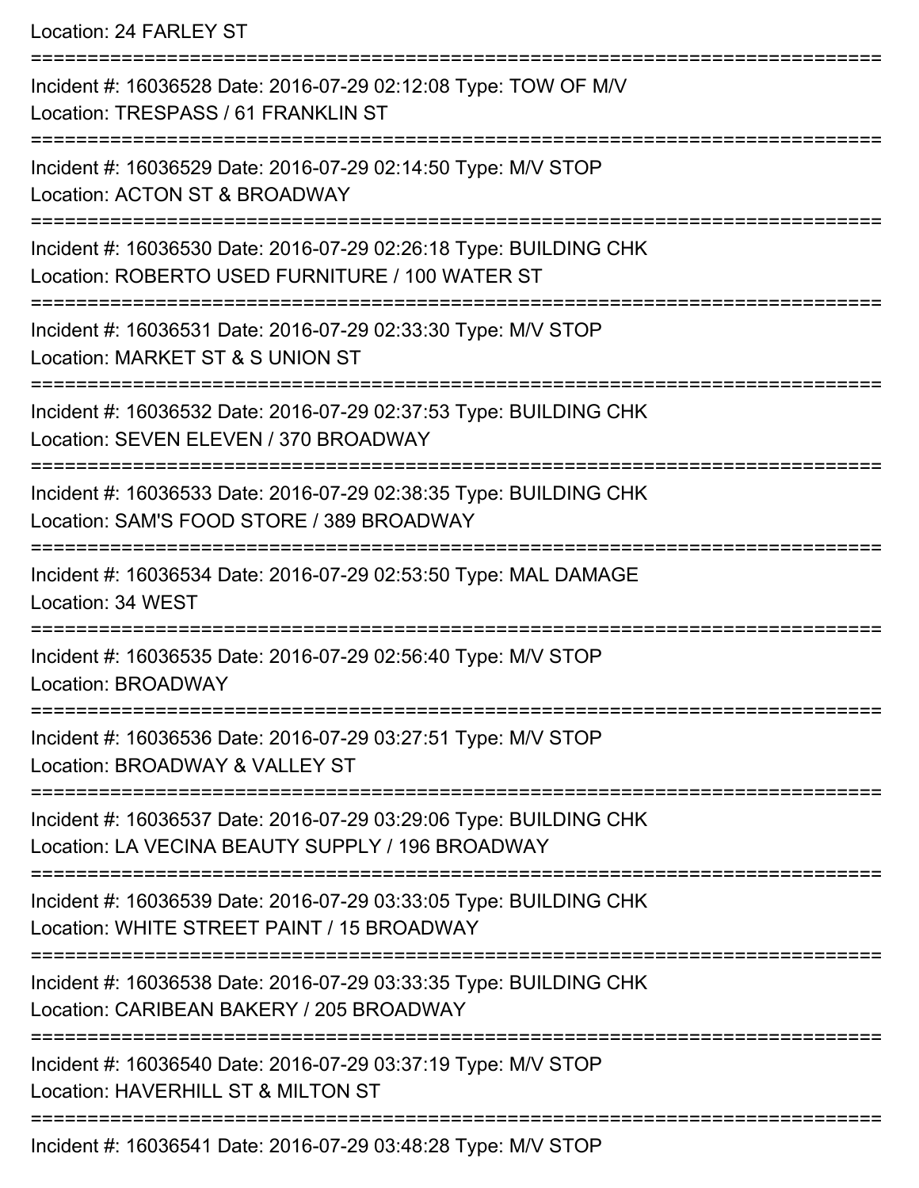Location: 24 FARLEY ST

===========================================================================

Incident #: 16036528 Date: 2016-07-29 02:12:08 Type: TOW OF M/V
Location: TRESPASS / 61 FRANKLIN ST

===========================================================================

Incident #: 16036529 Date: 2016-07-29 02:14:50 Type: M/V STOP
Location: ACTON ST & BROADWAY

===========================================================================

Incident #: 16036530 Date: 2016-07-29 02:26:18 Type: BUILDING CHK
Location: ROBERTO USED FURNITURE / 100 WATER ST

===========================================================================

Incident #: 16036531 Date: 2016-07-29 02:33:30 Type: M/V STOP
Location: MARKET ST & S UNION ST

===========================================================================

Incident #: 16036532 Date: 2016-07-29 02:37:53 Type: BUILDING CHK
Location: SEVEN ELEVEN / 370 BROADWAY

===========================================================================

Incident #: 16036533 Date: 2016-07-29 02:38:35 Type: BUILDING CHK
Location: SAM'S FOOD STORE / 389 BROADWAY

===========================================================================

Incident #: 16036534 Date: 2016-07-29 02:53:50 Type: MAL DAMAGE
Location: 34 WEST

===========================================================================

Incident #: 16036535 Date: 2016-07-29 02:56:40 Type: M/V STOP
Location: BROADWAY

===========================================================================

Incident #: 16036536 Date: 2016-07-29 03:27:51 Type: M/V STOP
Location: BROADWAY & VALLEY ST

===========================================================================

Incident #: 16036537 Date: 2016-07-29 03:29:06 Type: BUILDING CHK
Location: LA VECINA BEAUTY SUPPLY / 196 BROADWAY

===========================================================================

Incident #: 16036539 Date: 2016-07-29 03:33:05 Type: BUILDING CHK
Location: WHITE STREET PAINT / 15 BROADWAY

===========================================================================

Incident #: 16036538 Date: 2016-07-29 03:33:35 Type: BUILDING CHK
Location: CARIBEAN BAKERY / 205 BROADWAY

===========================================================================

Incident #: 16036540 Date: 2016-07-29 03:37:19 Type: M/V STOP
Location: HAVERHILL ST & MILTON ST

===========================================================================

Incident #: 16036541 Date: 2016-07-29 03:48:28 Type: M/V STOP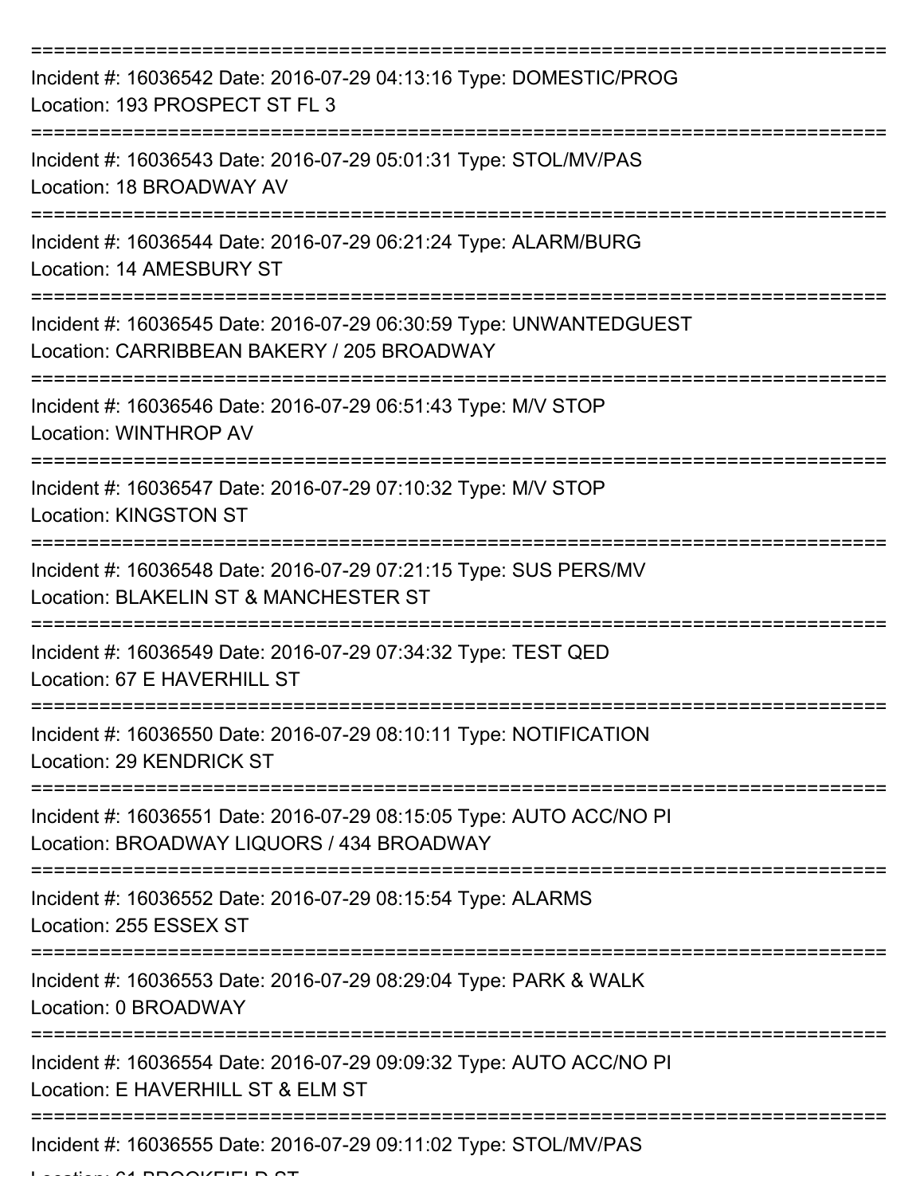===========================================================================
Incident #: 16036542 Date: 2016-07-29 04:13:16 Type: DOMESTIC/PROG
Location: 193 PROSPECT ST FL 3
===========================================================================
Incident #: 16036543 Date: 2016-07-29 05:01:31 Type: STOL/MV/PAS
Location: 18 BROADWAY AV
===========================================================================
Incident #: 16036544 Date: 2016-07-29 06:21:24 Type: ALARM/BURG
Location: 14 AMESBURY ST
===========================================================================
Incident #: 16036545 Date: 2016-07-29 06:30:59 Type: UNWANTEDGUEST
Location: CARRIBBEAN BAKERY / 205 BROADWAY
===========================================================================
Incident #: 16036546 Date: 2016-07-29 06:51:43 Type: M/V STOP
Location: WINTHROP AV
===========================================================================
Incident #: 16036547 Date: 2016-07-29 07:10:32 Type: M/V STOP
Location: KINGSTON ST
===========================================================================
Incident #: 16036548 Date: 2016-07-29 07:21:15 Type: SUS PERS/MV
Location: BLAKELIN ST & MANCHESTER ST
===========================================================================
Incident #: 16036549 Date: 2016-07-29 07:34:32 Type: TEST QED
Location: 67 E HAVERHILL ST
===========================================================================
Incident #: 16036550 Date: 2016-07-29 08:10:11 Type: NOTIFICATION
Location: 29 KENDRICK ST
===========================================================================
Incident #: 16036551 Date: 2016-07-29 08:15:05 Type: AUTO ACC/NO PI
Location: BROADWAY LIQUORS / 434 BROADWAY
===========================================================================
Incident #: 16036552 Date: 2016-07-29 08:15:54 Type: ALARMS
Location: 255 ESSEX ST
===========================================================================
Incident #: 16036553 Date: 2016-07-29 08:29:04 Type: PARK & WALK
Location: 0 BROADWAY
===========================================================================
Incident #: 16036554 Date: 2016-07-29 09:09:32 Type: AUTO ACC/NO PI
Location: E HAVERHILL ST & ELM ST
===========================================================================
Incident #: 16036555 Date: 2016-07-29 09:11:02 Type: STOL/MV/PAS
Location: 61 BROOKFIELD ST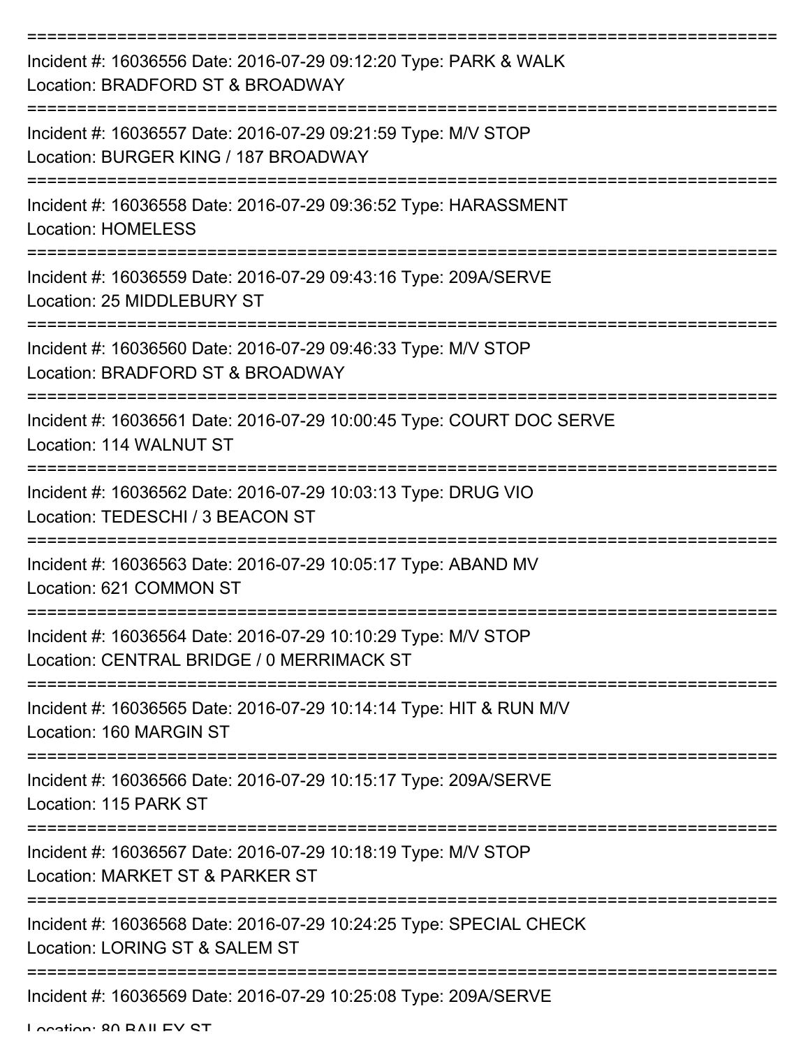===========================================================================

Incident #: 16036556 Date: 2016-07-29 09:12:20 Type: PARK & WALK
Location: BRADFORD ST & BROADWAY

===========================================================================

Incident #: 16036557 Date: 2016-07-29 09:21:59 Type: M/V STOP
Location: BURGER KING / 187 BROADWAY

===========================================================================

Incident #: 16036558 Date: 2016-07-29 09:36:52 Type: HARASSMENT
Location: HOMELESS

===========================================================================

Incident #: 16036559 Date: 2016-07-29 09:43:16 Type: 209A/SERVE
Location: 25 MIDDLEBURY ST

===========================================================================

Incident #: 16036560 Date: 2016-07-29 09:46:33 Type: M/V STOP
Location: BRADFORD ST & BROADWAY

===========================================================================

Incident #: 16036561 Date: 2016-07-29 10:00:45 Type: COURT DOC SERVE
Location: 114 WALNUT ST

===========================================================================

Incident #: 16036562 Date: 2016-07-29 10:03:13 Type: DRUG VIO
Location: TEDESCHI / 3 BEACON ST

===========================================================================

Incident #: 16036563 Date: 2016-07-29 10:05:17 Type: ABAND MV
Location: 621 COMMON ST

===========================================================================

Incident #: 16036564 Date: 2016-07-29 10:10:29 Type: M/V STOP
Location: CENTRAL BRIDGE / 0 MERRIMACK ST

===========================================================================

Incident #: 16036565 Date: 2016-07-29 10:14:14 Type: HIT & RUN M/V
Location: 160 MARGIN ST

===========================================================================

Incident #: 16036566 Date: 2016-07-29 10:15:17 Type: 209A/SERVE
Location: 115 PARK ST

===========================================================================

Incident #: 16036567 Date: 2016-07-29 10:18:19 Type: M/V STOP
Location: MARKET ST & PARKER ST

===========================================================================

Incident #: 16036568 Date: 2016-07-29 10:24:25 Type: SPECIAL CHECK
Location: LORING ST & SALEM ST

===========================================================================

Incident #: 16036569 Date: 2016-07-29 10:25:08 Type: 209A/SERVE
Location: 80 BAILEY ST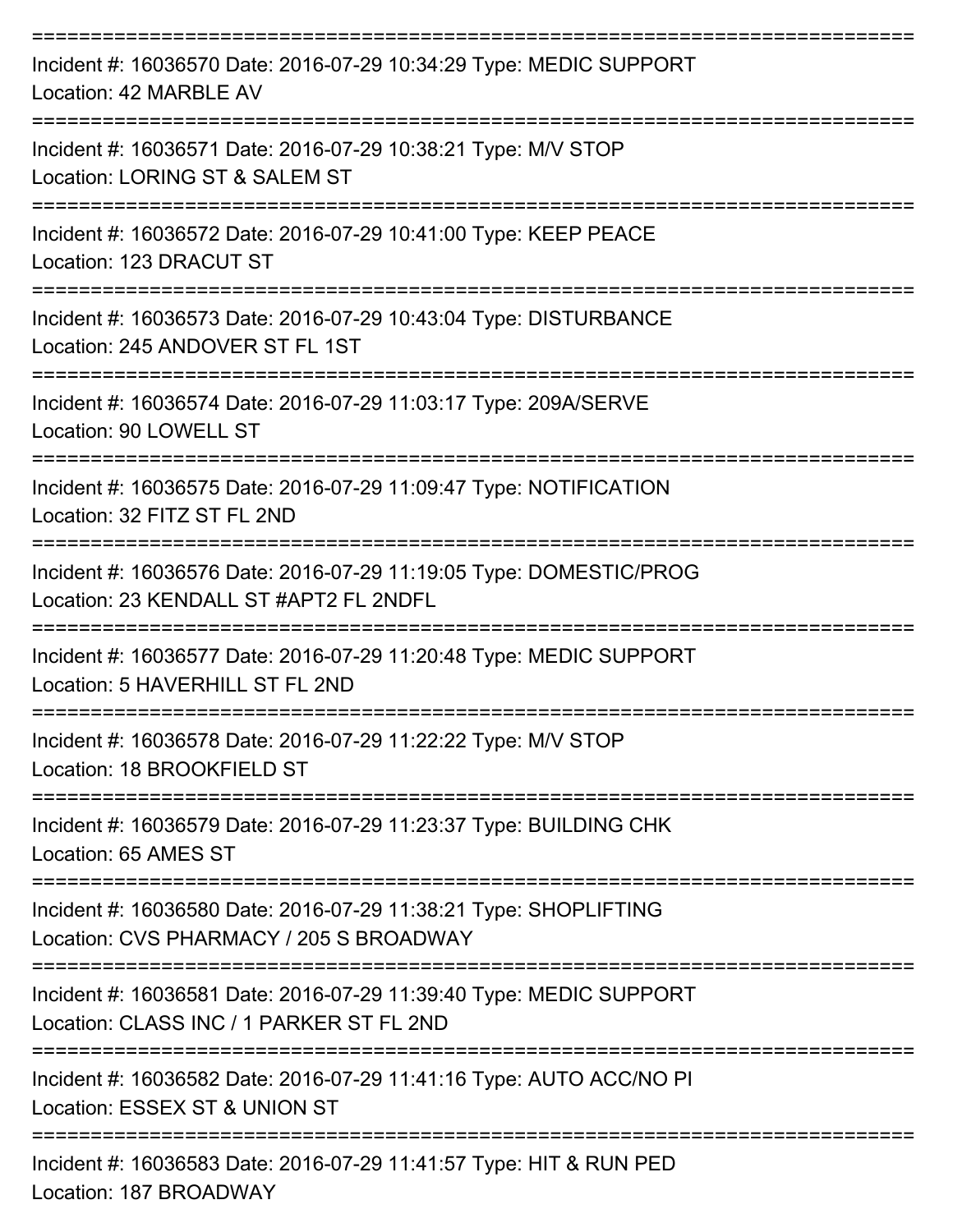===========================================================================

Incident #: 16036570 Date: 2016-07-29 10:34:29 Type: MEDIC SUPPORT
Location: 42 MARBLE AV

===========================================================================

Incident #: 16036571 Date: 2016-07-29 10:38:21 Type: M/V STOP
Location: LORING ST & SALEM ST

===========================================================================

Incident #: 16036572 Date: 2016-07-29 10:41:00 Type: KEEP PEACE
Location: 123 DRACUT ST

===========================================================================

Incident #: 16036573 Date: 2016-07-29 10:43:04 Type: DISTURBANCE
Location: 245 ANDOVER ST FL 1ST

===========================================================================

Incident #: 16036574 Date: 2016-07-29 11:03:17 Type: 209A/SERVE
Location: 90 LOWELL ST

===========================================================================

Incident #: 16036575 Date: 2016-07-29 11:09:47 Type: NOTIFICATION
Location: 32 FITZ ST FL 2ND

===========================================================================

Incident #: 16036576 Date: 2016-07-29 11:19:05 Type: DOMESTIC/PROG
Location: 23 KENDALL ST #APT2 FL 2NDFL

===========================================================================

Incident #: 16036577 Date: 2016-07-29 11:20:48 Type: MEDIC SUPPORT
Location: 5 HAVERHILL ST FL 2ND

===========================================================================

Incident #: 16036578 Date: 2016-07-29 11:22:22 Type: M/V STOP
Location: 18 BROOKFIELD ST

===========================================================================

Incident #: 16036579 Date: 2016-07-29 11:23:37 Type: BUILDING CHK
Location: 65 AMES ST

===========================================================================

Incident #: 16036580 Date: 2016-07-29 11:38:21 Type: SHOPLIFTING
Location: CVS PHARMACY / 205 S BROADWAY

===========================================================================

Incident #: 16036581 Date: 2016-07-29 11:39:40 Type: MEDIC SUPPORT
Location: CLASS INC / 1 PARKER ST FL 2ND

===========================================================================

Incident #: 16036582 Date: 2016-07-29 11:41:16 Type: AUTO ACC/NO PI
Location: ESSEX ST & UNION ST

===========================================================================

Incident #: 16036583 Date: 2016-07-29 11:41:57 Type: HIT & RUN PED
Location: 187 BROADWAY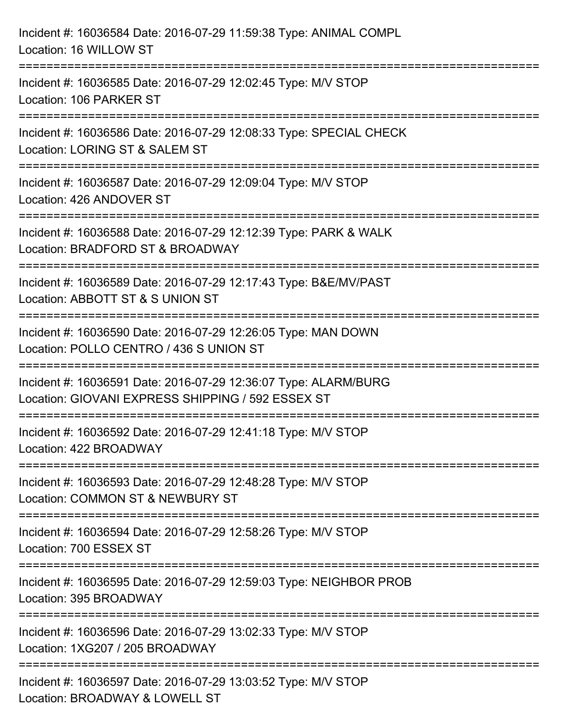Incident #: 16036584 Date: 2016-07-29 11:59:38 Type: ANIMAL COMPL
Location: 16 WILLOW ST

===========================================================================

Incident #: 16036585 Date: 2016-07-29 12:02:45 Type: M/V STOP
Location: 106 PARKER ST

===========================================================================

Incident #: 16036586 Date: 2016-07-29 12:08:33 Type: SPECIAL CHECK
Location: LORING ST & SALEM ST

===========================================================================

Incident #: 16036587 Date: 2016-07-29 12:09:04 Type: M/V STOP
Location: 426 ANDOVER ST

===========================================================================

Incident #: 16036588 Date: 2016-07-29 12:12:39 Type: PARK & WALK
Location: BRADFORD ST & BROADWAY

===========================================================================

Incident #: 16036589 Date: 2016-07-29 12:17:43 Type: B&E/MV/PAST
Location: ABBOTT ST & S UNION ST

===========================================================================

Incident #: 16036590 Date: 2016-07-29 12:26:05 Type: MAN DOWN
Location: POLLO CENTRO / 436 S UNION ST

===========================================================================

Incident #: 16036591 Date: 2016-07-29 12:36:07 Type: ALARM/BURG
Location: GIOVANI EXPRESS SHIPPING / 592 ESSEX ST

===========================================================================

Incident #: 16036592 Date: 2016-07-29 12:41:18 Type: M/V STOP
Location: 422 BROADWAY

===========================================================================

Incident #: 16036593 Date: 2016-07-29 12:48:28 Type: M/V STOP
Location: COMMON ST & NEWBURY ST

===========================================================================

Incident #: 16036594 Date: 2016-07-29 12:58:26 Type: M/V STOP
Location: 700 ESSEX ST

===========================================================================

Incident #: 16036595 Date: 2016-07-29 12:59:03 Type: NEIGHBOR PROB
Location: 395 BROADWAY

===========================================================================

Incident #: 16036596 Date: 2016-07-29 13:02:33 Type: M/V STOP
Location: 1XG207 / 205 BROADWAY

===========================================================================

Incident #: 16036597 Date: 2016-07-29 13:03:52 Type: M/V STOP
Location: BROADWAY & LOWELL ST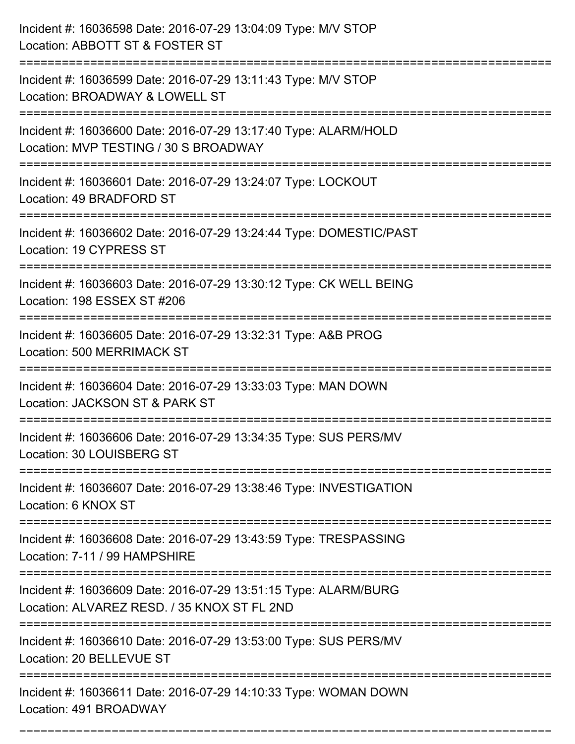Incident #: 16036598 Date: 2016-07-29 13:04:09 Type: M/V STOP
Location: ABBOTT ST & FOSTER ST

===========================================================================

Incident #: 16036599 Date: 2016-07-29 13:11:43 Type: M/V STOP
Location: BROADWAY & LOWELL ST

===========================================================================

Incident #: 16036600 Date: 2016-07-29 13:17:40 Type: ALARM/HOLD
Location: MVP TESTING / 30 S BROADWAY

===========================================================================

Incident #: 16036601 Date: 2016-07-29 13:24:07 Type: LOCKOUT
Location: 49 BRADFORD ST

===========================================================================

Incident #: 16036602 Date: 2016-07-29 13:24:44 Type: DOMESTIC/PAST
Location: 19 CYPRESS ST

===========================================================================

Incident #: 16036603 Date: 2016-07-29 13:30:12 Type: CK WELL BEING
Location: 198 ESSEX ST #206

===========================================================================

Incident #: 16036605 Date: 2016-07-29 13:32:31 Type: A&B PROG
Location: 500 MERRIMACK ST

===========================================================================

Incident #: 16036604 Date: 2016-07-29 13:33:03 Type: MAN DOWN
Location: JACKSON ST & PARK ST

===========================================================================

Incident #: 16036606 Date: 2016-07-29 13:34:35 Type: SUS PERS/MV
Location: 30 LOUISBERG ST

===========================================================================

Incident #: 16036607 Date: 2016-07-29 13:38:46 Type: INVESTIGATION
Location: 6 KNOX ST

===========================================================================

Incident #: 16036608 Date: 2016-07-29 13:43:59 Type: TRESPASSING
Location: 7-11 / 99 HAMPSHIRE

===========================================================================

Incident #: 16036609 Date: 2016-07-29 13:51:15 Type: ALARM/BURG
Location: ALVAREZ RESD. / 35 KNOX ST FL 2ND

===========================================================================

Incident #: 16036610 Date: 2016-07-29 13:53:00 Type: SUS PERS/MV
Location: 20 BELLEVUE ST

===========================================================================

Incident #: 16036611 Date: 2016-07-29 14:10:33 Type: WOMAN DOWN
Location: 491 BROADWAY

===========================================================================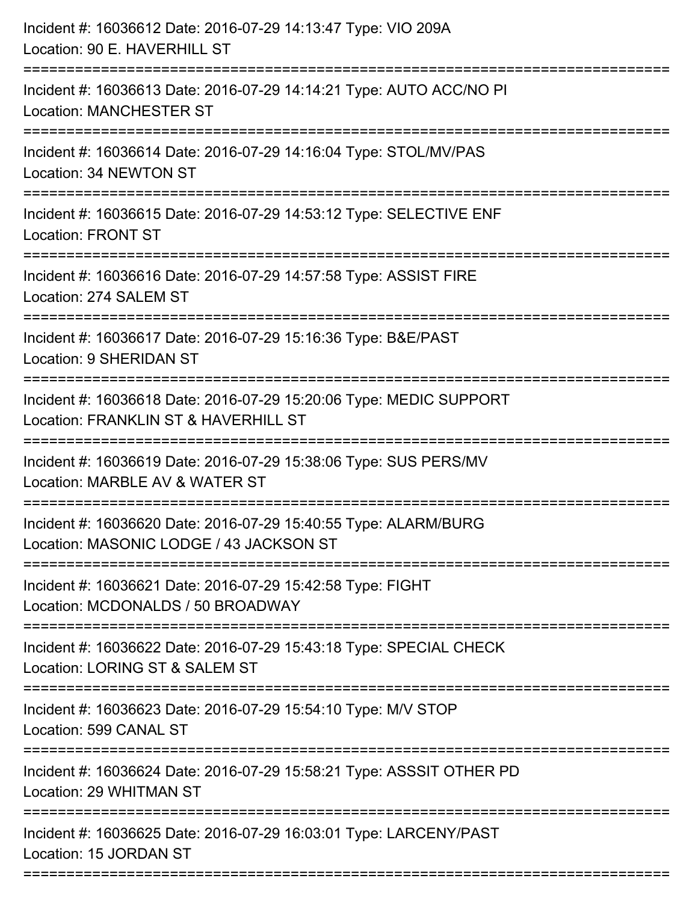Incident #: 16036612 Date: 2016-07-29 14:13:47 Type: VIO 209A
Location: 90 E. HAVERHILL ST

===========================================================================

Incident #: 16036613 Date: 2016-07-29 14:14:21 Type: AUTO ACC/NO PI
Location: MANCHESTER ST

===========================================================================

Incident #: 16036614 Date: 2016-07-29 14:16:04 Type: STOL/MV/PAS
Location: 34 NEWTON ST

===========================================================================

Incident #: 16036615 Date: 2016-07-29 14:53:12 Type: SELECTIVE ENF
Location: FRONT ST

===========================================================================

Incident #: 16036616 Date: 2016-07-29 14:57:58 Type: ASSIST FIRE
Location: 274 SALEM ST

===========================================================================

Incident #: 16036617 Date: 2016-07-29 15:16:36 Type: B&E/PAST
Location: 9 SHERIDAN ST

===========================================================================

Incident #: 16036618 Date: 2016-07-29 15:20:06 Type: MEDIC SUPPORT
Location: FRANKLIN ST & HAVERHILL ST

===========================================================================

Incident #: 16036619 Date: 2016-07-29 15:38:06 Type: SUS PERS/MV
Location: MARBLE AV & WATER ST

===========================================================================

Incident #: 16036620 Date: 2016-07-29 15:40:55 Type: ALARM/BURG
Location: MASONIC LODGE / 43 JACKSON ST

===========================================================================

Incident #: 16036621 Date: 2016-07-29 15:42:58 Type: FIGHT
Location: MCDONALDS / 50 BROADWAY

===========================================================================

Incident #: 16036622 Date: 2016-07-29 15:43:18 Type: SPECIAL CHECK
Location: LORING ST & SALEM ST

===========================================================================

Incident #: 16036623 Date: 2016-07-29 15:54:10 Type: M/V STOP
Location: 599 CANAL ST

===========================================================================

Incident #: 16036624 Date: 2016-07-29 15:58:21 Type: ASSSIT OTHER PD
Location: 29 WHITMAN ST

===========================================================================

Incident #: 16036625 Date: 2016-07-29 16:03:01 Type: LARCENY/PAST
Location: 15 JORDAN ST

===========================================================================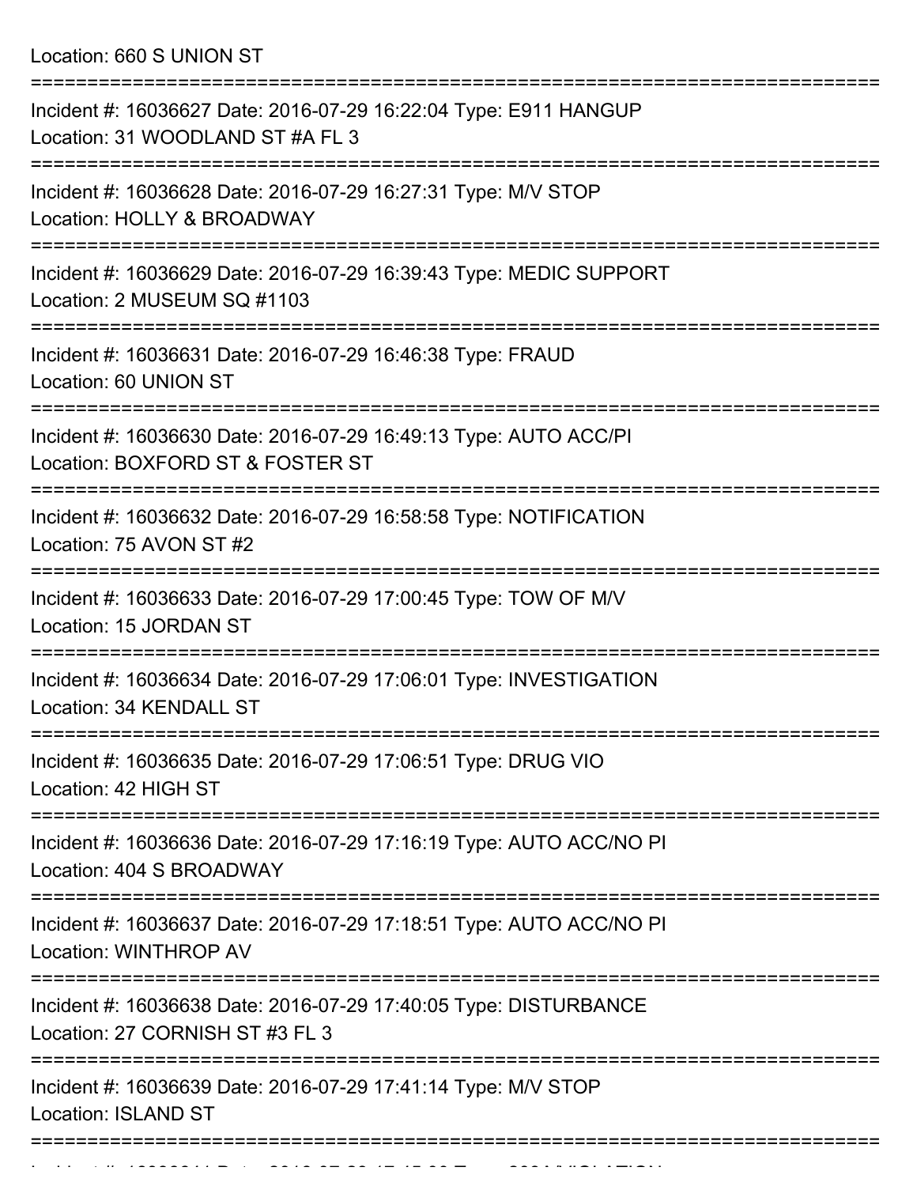Location: 660 S UNION ST

===========================================================================

Incident #: 16036627 Date: 2016-07-29 16:22:04 Type: E911 HANGUP
Location: 31 WOODLAND ST #A FL 3

===========================================================================

Incident #: 16036628 Date: 2016-07-29 16:27:31 Type: M/V STOP
Location: HOLLY & BROADWAY

===========================================================================

Incident #: 16036629 Date: 2016-07-29 16:39:43 Type: MEDIC SUPPORT
Location: 2 MUSEUM SQ #1103

===========================================================================

Incident #: 16036631 Date: 2016-07-29 16:46:38 Type: FRAUD
Location: 60 UNION ST

===========================================================================

Incident #: 16036630 Date: 2016-07-29 16:49:13 Type: AUTO ACC/PI
Location: BOXFORD ST & FOSTER ST

===========================================================================

Incident #: 16036632 Date: 2016-07-29 16:58:58 Type: NOTIFICATION
Location: 75 AVON ST #2

===========================================================================

Incident #: 16036633 Date: 2016-07-29 17:00:45 Type: TOW OF M/V
Location: 15 JORDAN ST

===========================================================================

Incident #: 16036634 Date: 2016-07-29 17:06:01 Type: INVESTIGATION
Location: 34 KENDALL ST

===========================================================================

Incident #: 16036635 Date: 2016-07-29 17:06:51 Type: DRUG VIO
Location: 42 HIGH ST

===========================================================================

Incident #: 16036636 Date: 2016-07-29 17:16:19 Type: AUTO ACC/NO PI
Location: 404 S BROADWAY

===========================================================================

Incident #: 16036637 Date: 2016-07-29 17:18:51 Type: AUTO ACC/NO PI
Location: WINTHROP AV

===========================================================================

Incident #: 16036638 Date: 2016-07-29 17:40:05 Type: DISTURBANCE
Location: 27 CORNISH ST #3 FL 3

===========================================================================

Incident #: 16036639 Date: 2016-07-29 17:41:14 Type: M/V STOP
Location: ISLAND ST

===========================================================================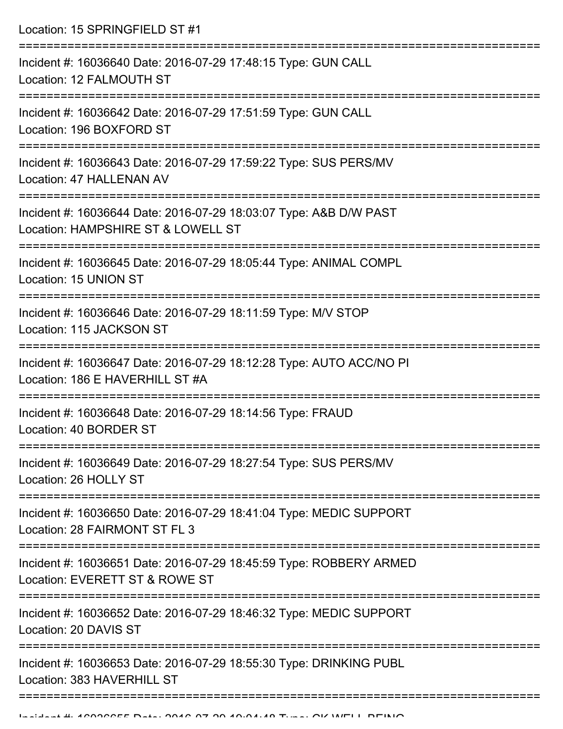Location: 15 SPRINGFIELD ST #1

===========================================================================

Incident #: 16036640 Date: 2016-07-29 17:48:15 Type: GUN CALL
Location: 12 FALMOUTH ST

===========================================================================

Incident #: 16036642 Date: 2016-07-29 17:51:59 Type: GUN CALL
Location: 196 BOXFORD ST

===========================================================================

Incident #: 16036643 Date: 2016-07-29 17:59:22 Type: SUS PERS/MV
Location: 47 HALLENAN AV

===========================================================================

Incident #: 16036644 Date: 2016-07-29 18:03:07 Type: A&B D/W PAST
Location: HAMPSHIRE ST & LOWELL ST

===========================================================================

Incident #: 16036645 Date: 2016-07-29 18:05:44 Type: ANIMAL COMPL
Location: 15 UNION ST

===========================================================================

Incident #: 16036646 Date: 2016-07-29 18:11:59 Type: M/V STOP
Location: 115 JACKSON ST

===========================================================================

Incident #: 16036647 Date: 2016-07-29 18:12:28 Type: AUTO ACC/NO PI
Location: 186 E HAVERHILL ST #A

===========================================================================

Incident #: 16036648 Date: 2016-07-29 18:14:56 Type: FRAUD
Location: 40 BORDER ST

===========================================================================

Incident #: 16036649 Date: 2016-07-29 18:27:54 Type: SUS PERS/MV
Location: 26 HOLLY ST

===========================================================================

Incident #: 16036650 Date: 2016-07-29 18:41:04 Type: MEDIC SUPPORT
Location: 28 FAIRMONT ST FL 3

===========================================================================

Incident #: 16036651 Date: 2016-07-29 18:45:59 Type: ROBBERY ARMED
Location: EVERETT ST & ROWE ST

===========================================================================

Incident #: 16036652 Date: 2016-07-29 18:46:32 Type: MEDIC SUPPORT
Location: 20 DAVIS ST

===========================================================================

Incident #: 16036653 Date: 2016-07-29 18:55:30 Type: DRINKING PUBL
Location: 383 HAVERHILL ST

===========================================================================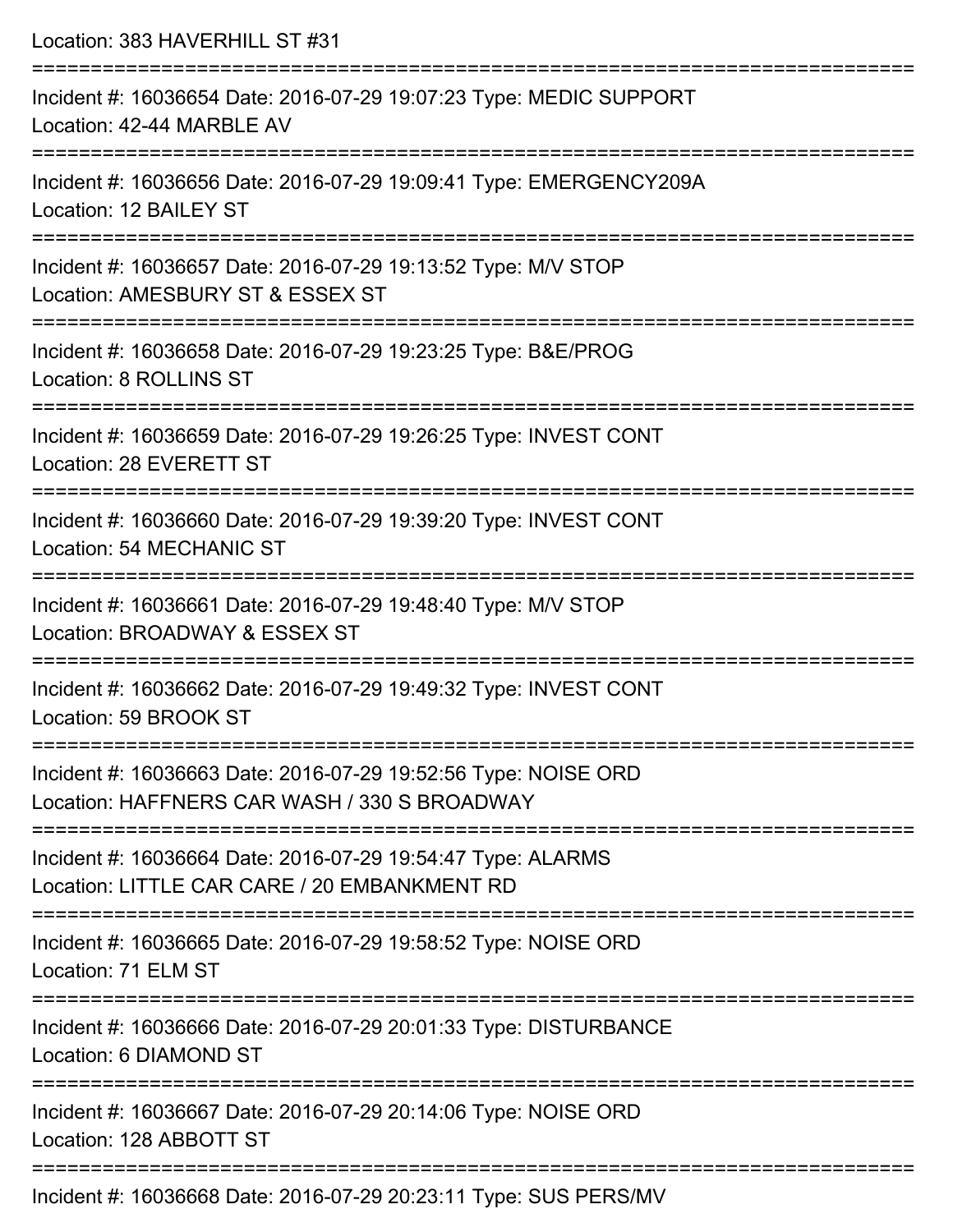Location: 383 HAVERHILL ST #31

===========================================================================

Incident #: 16036654 Date: 2016-07-29 19:07:23 Type: MEDIC SUPPORT
Location: 42-44 MARBLE AV

===========================================================================

Incident #: 16036656 Date: 2016-07-29 19:09:41 Type: EMERGENCY209A
Location: 12 BAILEY ST

===========================================================================

Incident #: 16036657 Date: 2016-07-29 19:13:52 Type: M/V STOP
Location: AMESBURY ST & ESSEX ST

===========================================================================

Incident #: 16036658 Date: 2016-07-29 19:23:25 Type: B&E/PROG
Location: 8 ROLLINS ST

===========================================================================

Incident #: 16036659 Date: 2016-07-29 19:26:25 Type: INVEST CONT
Location: 28 EVERETT ST

===========================================================================

Incident #: 16036660 Date: 2016-07-29 19:39:20 Type: INVEST CONT
Location: 54 MECHANIC ST

===========================================================================

Incident #: 16036661 Date: 2016-07-29 19:48:40 Type: M/V STOP
Location: BROADWAY & ESSEX ST

===========================================================================

Incident #: 16036662 Date: 2016-07-29 19:49:32 Type: INVEST CONT
Location: 59 BROOK ST

===========================================================================

Incident #: 16036663 Date: 2016-07-29 19:52:56 Type: NOISE ORD
Location: HAFFNERS CAR WASH / 330 S BROADWAY

===========================================================================

Incident #: 16036664 Date: 2016-07-29 19:54:47 Type: ALARMS
Location: LITTLE CAR CARE / 20 EMBANKMENT RD

===========================================================================

Incident #: 16036665 Date: 2016-07-29 19:58:52 Type: NOISE ORD
Location: 71 ELM ST

===========================================================================

Incident #: 16036666 Date: 2016-07-29 20:01:33 Type: DISTURBANCE
Location: 6 DIAMOND ST

===========================================================================

Incident #: 16036667 Date: 2016-07-29 20:14:06 Type: NOISE ORD
Location: 128 ABBOTT ST

===========================================================================

Incident #: 16036668 Date: 2016-07-29 20:23:11 Type: SUS PERS/MV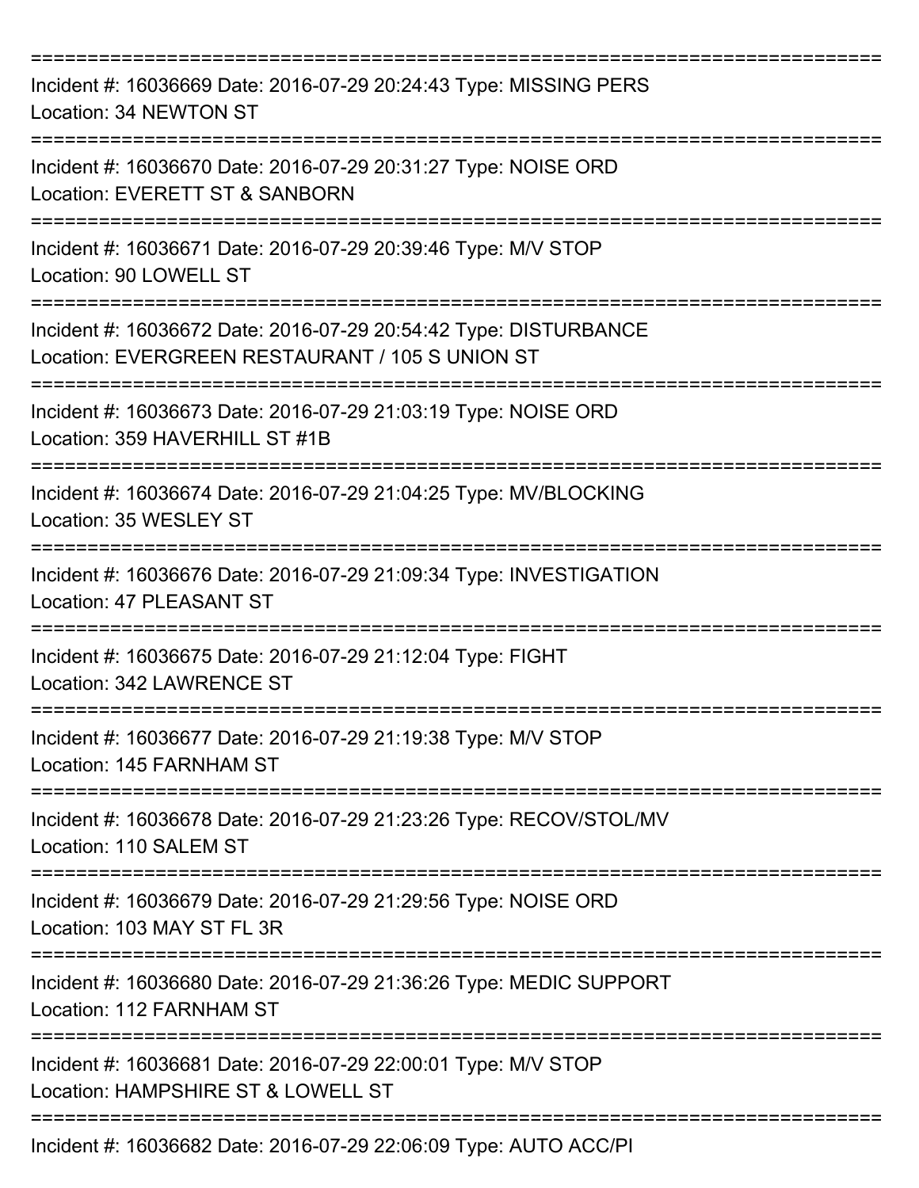===========================================================================

Incident #: 16036669 Date: 2016-07-29 20:24:43 Type: MISSING PERS
Location: 34 NEWTON ST

===========================================================================

Incident #: 16036670 Date: 2016-07-29 20:31:27 Type: NOISE ORD
Location: EVERETT ST & SANBORN

===========================================================================

Incident #: 16036671 Date: 2016-07-29 20:39:46 Type: M/V STOP
Location: 90 LOWELL ST

===========================================================================

Incident #: 16036672 Date: 2016-07-29 20:54:42 Type: DISTURBANCE
Location: EVERGREEN RESTAURANT / 105 S UNION ST

===========================================================================

Incident #: 16036673 Date: 2016-07-29 21:03:19 Type: NOISE ORD
Location: 359 HAVERHILL ST #1B

===========================================================================

Incident #: 16036674 Date: 2016-07-29 21:04:25 Type: MV/BLOCKING
Location: 35 WESLEY ST

===========================================================================

Incident #: 16036676 Date: 2016-07-29 21:09:34 Type: INVESTIGATION
Location: 47 PLEASANT ST

===========================================================================

Incident #: 16036675 Date: 2016-07-29 21:12:04 Type: FIGHT
Location: 342 LAWRENCE ST

===========================================================================

Incident #: 16036677 Date: 2016-07-29 21:19:38 Type: M/V STOP
Location: 145 FARNHAM ST

===========================================================================

Incident #: 16036678 Date: 2016-07-29 21:23:26 Type: RECOV/STOL/MV
Location: 110 SALEM ST

===========================================================================

Incident #: 16036679 Date: 2016-07-29 21:29:56 Type: NOISE ORD
Location: 103 MAY ST FL 3R

===========================================================================

Incident #: 16036680 Date: 2016-07-29 21:36:26 Type: MEDIC SUPPORT
Location: 112 FARNHAM ST

===========================================================================

Incident #: 16036681 Date: 2016-07-29 22:00:01 Type: M/V STOP
Location: HAMPSHIRE ST & LOWELL ST

===========================================================================

Incident #: 16036682 Date: 2016-07-29 22:06:09 Type: AUTO ACC/PI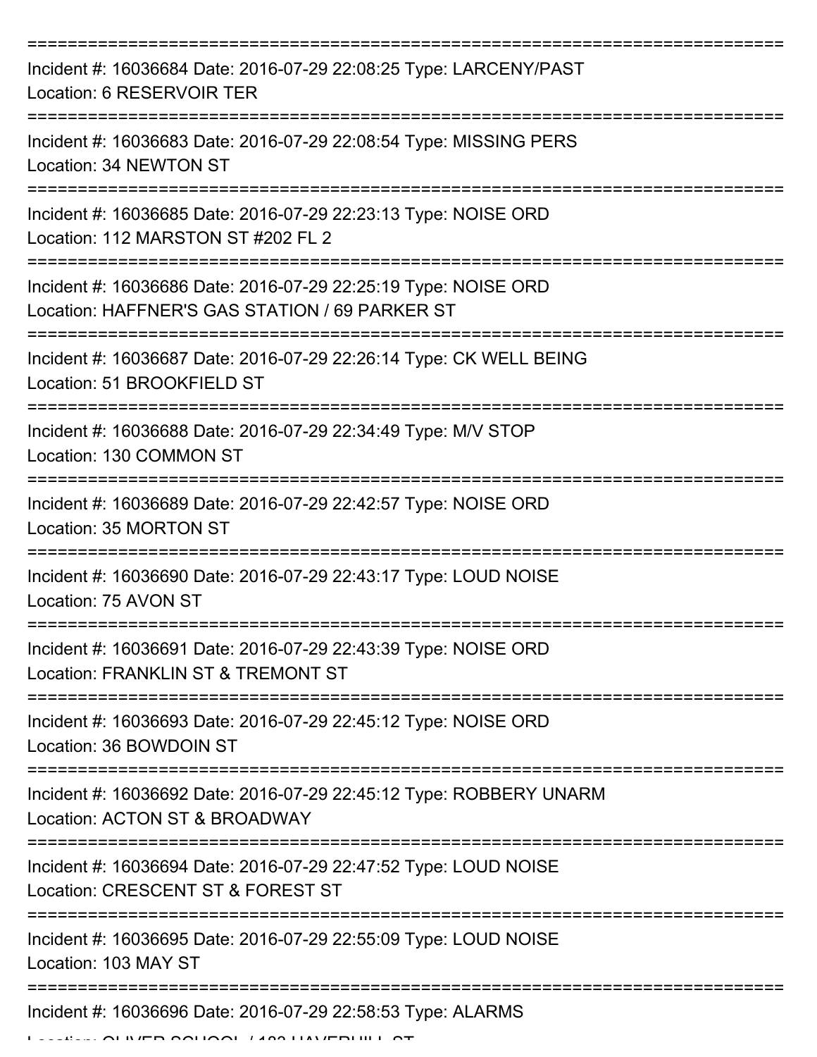===========================================================================

Incident #: 16036684 Date: 2016-07-29 22:08:25 Type: LARCENY/PAST
Location: 6 RESERVOIR TER

===========================================================================

Incident #: 16036683 Date: 2016-07-29 22:08:54 Type: MISSING PERS
Location: 34 NEWTON ST

===========================================================================

Incident #: 16036685 Date: 2016-07-29 22:23:13 Type: NOISE ORD
Location: 112 MARSTON ST #202 FL 2

===========================================================================

Incident #: 16036686 Date: 2016-07-29 22:25:19 Type: NOISE ORD
Location: HAFFNER'S GAS STATION / 69 PARKER ST

===========================================================================

Incident #: 16036687 Date: 2016-07-29 22:26:14 Type: CK WELL BEING
Location: 51 BROOKFIELD ST

===========================================================================

Incident #: 16036688 Date: 2016-07-29 22:34:49 Type: M/V STOP
Location: 130 COMMON ST

===========================================================================

Incident #: 16036689 Date: 2016-07-29 22:42:57 Type: NOISE ORD
Location: 35 MORTON ST

===========================================================================

Incident #: 16036690 Date: 2016-07-29 22:43:17 Type: LOUD NOISE
Location: 75 AVON ST

===========================================================================

Incident #: 16036691 Date: 2016-07-29 22:43:39 Type: NOISE ORD
Location: FRANKLIN ST & TREMONT ST

===========================================================================

Incident #: 16036693 Date: 2016-07-29 22:45:12 Type: NOISE ORD
Location: 36 BOWDOIN ST

===========================================================================

Incident #: 16036692 Date: 2016-07-29 22:45:12 Type: ROBBERY UNARM
Location: ACTON ST & BROADWAY

===========================================================================

Incident #: 16036694 Date: 2016-07-29 22:47:52 Type: LOUD NOISE
Location: CRESCENT ST & FOREST ST

===========================================================================

Incident #: 16036695 Date: 2016-07-29 22:55:09 Type: LOUD NOISE
Location: 103 MAY ST

===========================================================================

Incident #: 16036696 Date: 2016-07-29 22:58:53 Type: ALARMS
Location: OLIVER SCHOOL / 183 HAVERHILL ST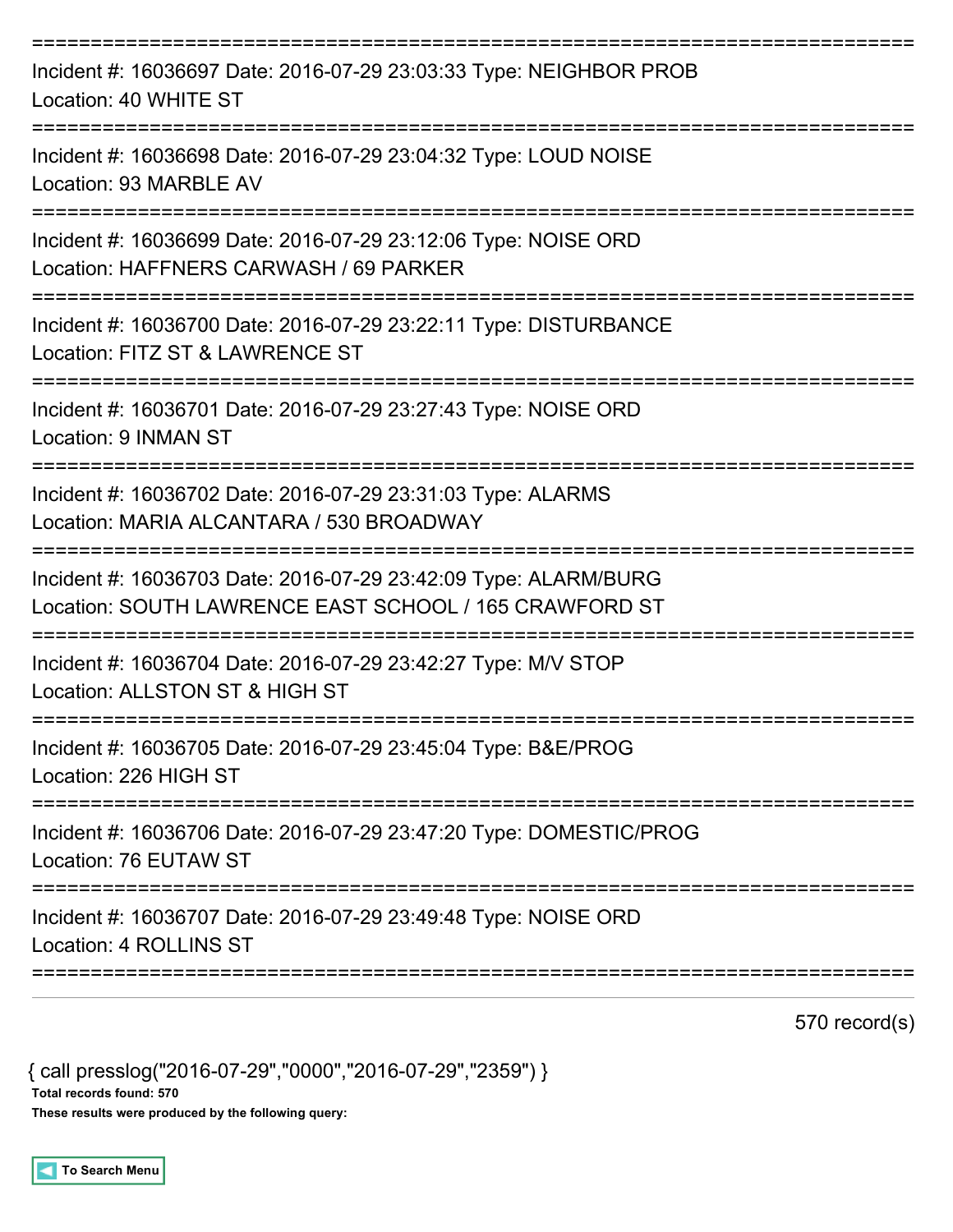===========================================================================

Incident #: 16036697 Date: 2016-07-29 23:03:33 Type: NEIGHBOR PROB
Location: 40 WHITE ST

===========================================================================

Incident #: 16036698 Date: 2016-07-29 23:04:32 Type: LOUD NOISE
Location: 93 MARBLE AV

===========================================================================

Incident #: 16036699 Date: 2016-07-29 23:12:06 Type: NOISE ORD
Location: HAFFNERS CARWASH / 69 PARKER

===========================================================================

Incident #: 16036700 Date: 2016-07-29 23:22:11 Type: DISTURBANCE
Location: FITZ ST & LAWRENCE ST

===========================================================================

Incident #: 16036701 Date: 2016-07-29 23:27:43 Type: NOISE ORD
Location: 9 INMAN ST

===========================================================================

Incident #: 16036702 Date: 2016-07-29 23:31:03 Type: ALARMS
Location: MARIA ALCANTARA / 530 BROADWAY

===========================================================================

Incident #: 16036703 Date: 2016-07-29 23:42:09 Type: ALARM/BURG
Location: SOUTH LAWRENCE EAST SCHOOL / 165 CRAWFORD ST

===========================================================================

Incident #: 16036704 Date: 2016-07-29 23:42:27 Type: M/V STOP
Location: ALLSTON ST & HIGH ST

===========================================================================

Incident #: 16036705 Date: 2016-07-29 23:45:04 Type: B&E/PROG
Location: 226 HIGH ST

===========================================================================

Incident #: 16036706 Date: 2016-07-29 23:47:20 Type: DOMESTIC/PROG
Location: 76 EUTAW ST

===========================================================================

Incident #: 16036707 Date: 2016-07-29 23:49:48 Type: NOISE ORD
Location: 4 ROLLINS ST

===========================================================================

570 record(s)

{ call presslog("2016-07-29","0000","2016-07-29","2359") }

**Total records found: 570**

**These results were produced by the following query:**

To Search Menu